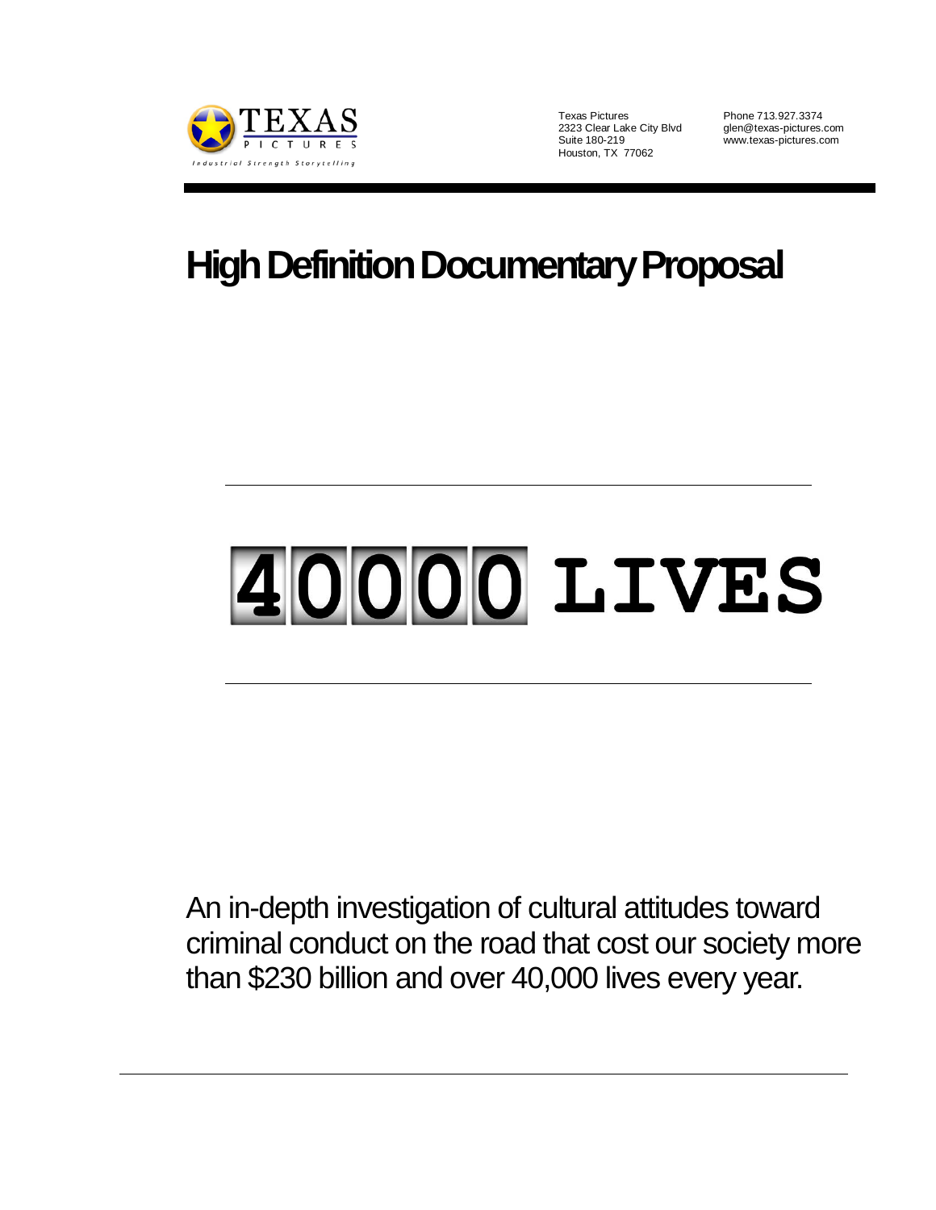TEXAS PICTURES

*Industrial Strength Storytelling*

Texas Pictures
2323 Clear Lake City Blvd
Suite 180-219
Houston, TX 77062

Phone 713.927.3374
glen@texas-pictures.com
www.texas-pictures.com

# High Definition Documentary Proposal

---

# 40000 LIVES

---

An in-depth investigation of cultural attitudes toward criminal conduct on the road that cost our society more than $230 billion and over 40,000 lives every year.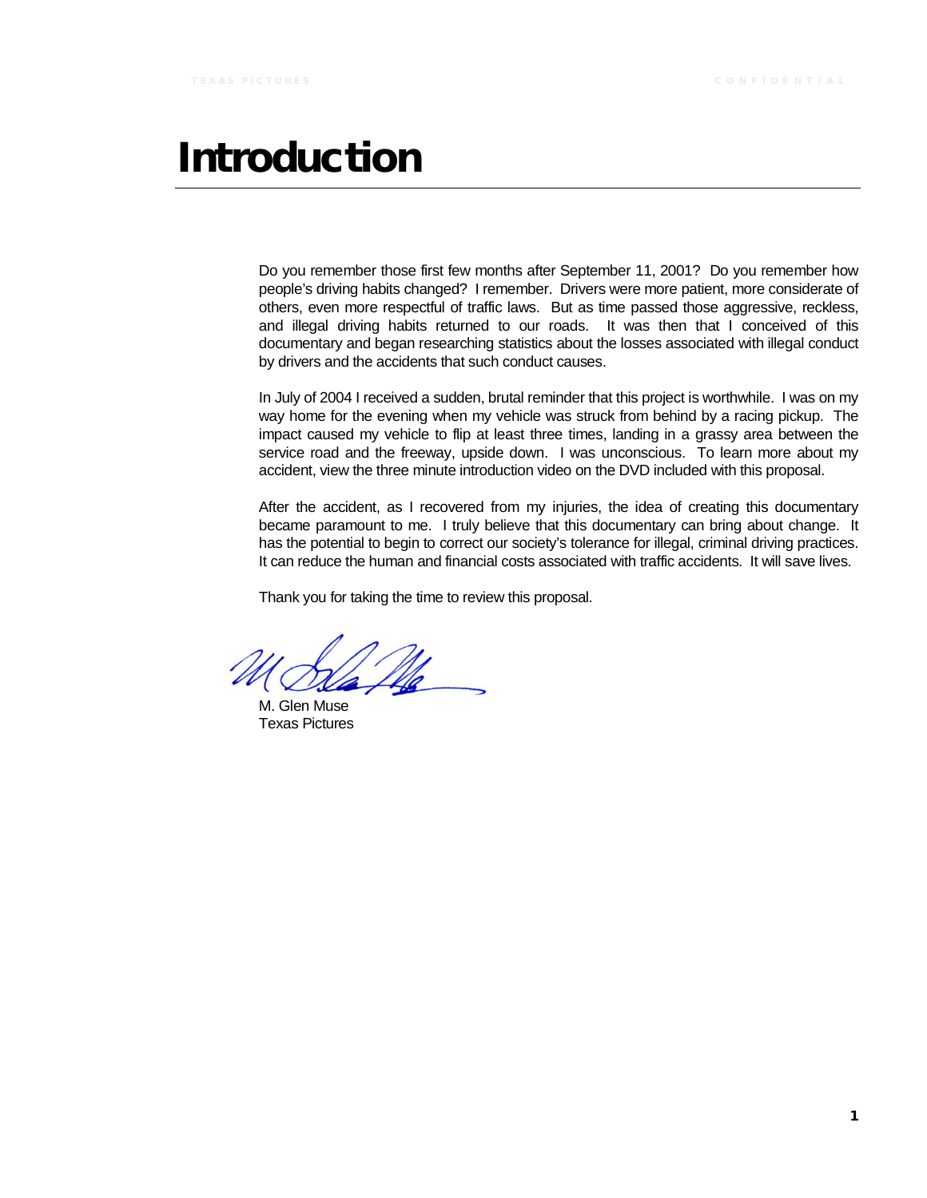# Introduction

Do you remember those first few months after September 11, 2001? Do you remember how people's driving habits changed? I remember. Drivers were more patient, more considerate of others, even more respectful of traffic laws. But as time passed those aggressive, reckless, and illegal driving habits returned to our roads. It was then that I conceived of this documentary and began researching statistics about the losses associated with illegal conduct by drivers and the accidents that such conduct causes.

In July of 2004 I received a sudden, brutal reminder that this project is worthwhile. I was on my way home for the evening when my vehicle was struck from behind by a racing pickup. The impact caused my vehicle to flip at least three times, landing in a grassy area between the service road and the freeway, upside down. I was unconscious. To learn more about my accident, view the three minute introduction video on the DVD included with this proposal.

After the accident, as I recovered from my injuries, the idea of creating this documentary became paramount to me. I truly believe that this documentary can bring about change. It has the potential to begin to correct our society's tolerance for illegal, criminal driving practices. It can reduce the human and financial costs associated with traffic accidents. It will save lives.

Thank you for taking the time to review this proposal.

M. Glen Muse
Texas Pictures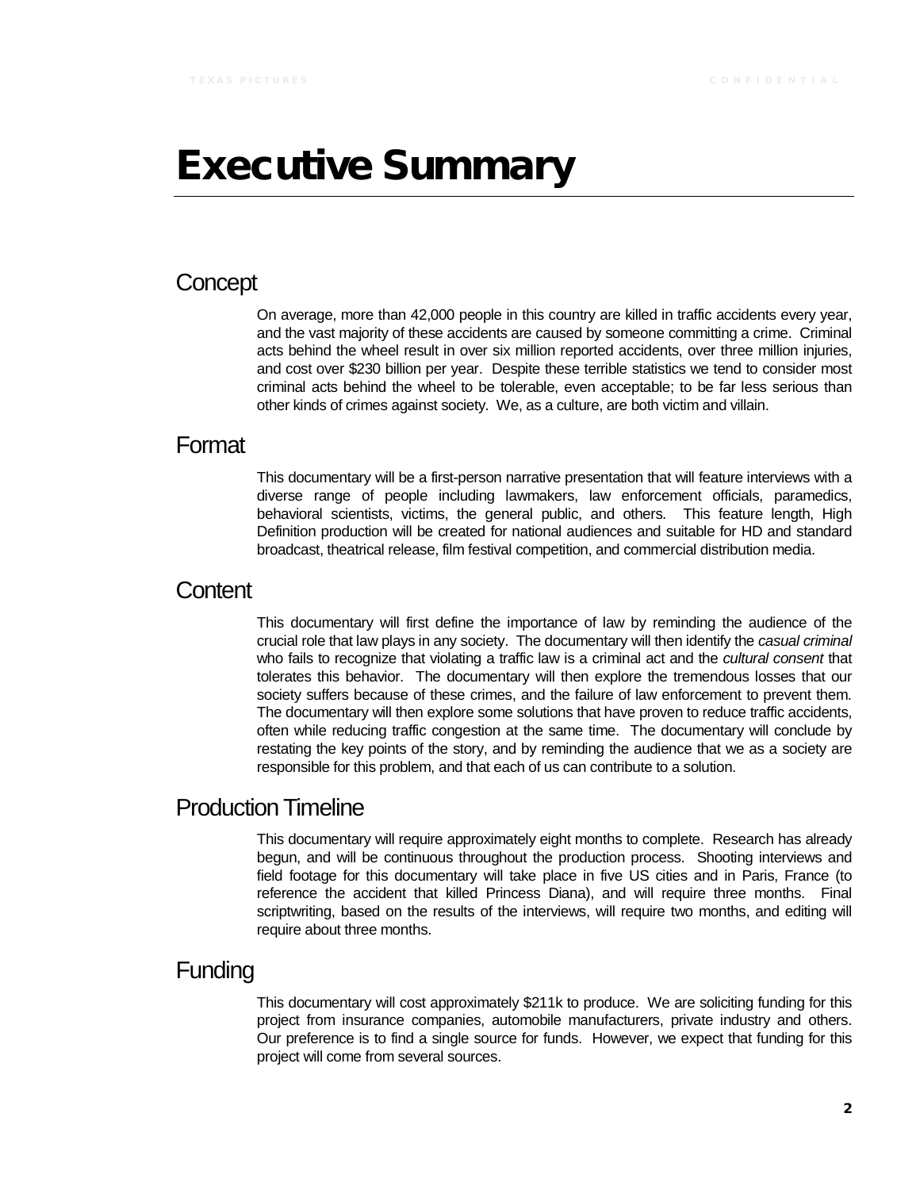# Executive Summary

## Concept

On average, more than 42,000 people in this country are killed in traffic accidents every year, and the vast majority of these accidents are caused by someone committing a crime. Criminal acts behind the wheel result in over six million reported accidents, over three million injuries, and cost over $230 billion per year. Despite these terrible statistics we tend to consider most criminal acts behind the wheel to be tolerable, even acceptable; to be far less serious than other kinds of crimes against society. We, as a culture, are both victim and villain.

## Format

This documentary will be a first-person narrative presentation that will feature interviews with a diverse range of people including lawmakers, law enforcement officials, paramedics, behavioral scientists, victims, the general public, and others. This feature length, High Definition production will be created for national audiences and suitable for HD and standard broadcast, theatrical release, film festival competition, and commercial distribution media.

## Content

This documentary will first define the importance of law by reminding the audience of the crucial role that law plays in any society. The documentary will then identify the *casual criminal* who fails to recognize that violating a traffic law is a criminal act and the *cultural consent* that tolerates this behavior. The documentary will then explore the tremendous losses that our society suffers because of these crimes, and the failure of law enforcement to prevent them. The documentary will then explore some solutions that have proven to reduce traffic accidents, often while reducing traffic congestion at the same time. The documentary will conclude by restating the key points of the story, and by reminding the audience that we as a society are responsible for this problem, and that each of us can contribute to a solution.

## Production Timeline

This documentary will require approximately eight months to complete. Research has already begun, and will be continuous throughout the production process. Shooting interviews and field footage for this documentary will take place in five US cities and in Paris, France (to reference the accident that killed Princess Diana), and will require three months. Final scriptwriting, based on the results of the interviews, will require two months, and editing will require about three months.

## Funding

This documentary will cost approximately $211k to produce. We are soliciting funding for this project from insurance companies, automobile manufacturers, private industry and others. Our preference is to find a single source for funds. However, we expect that funding for this project will come from several sources.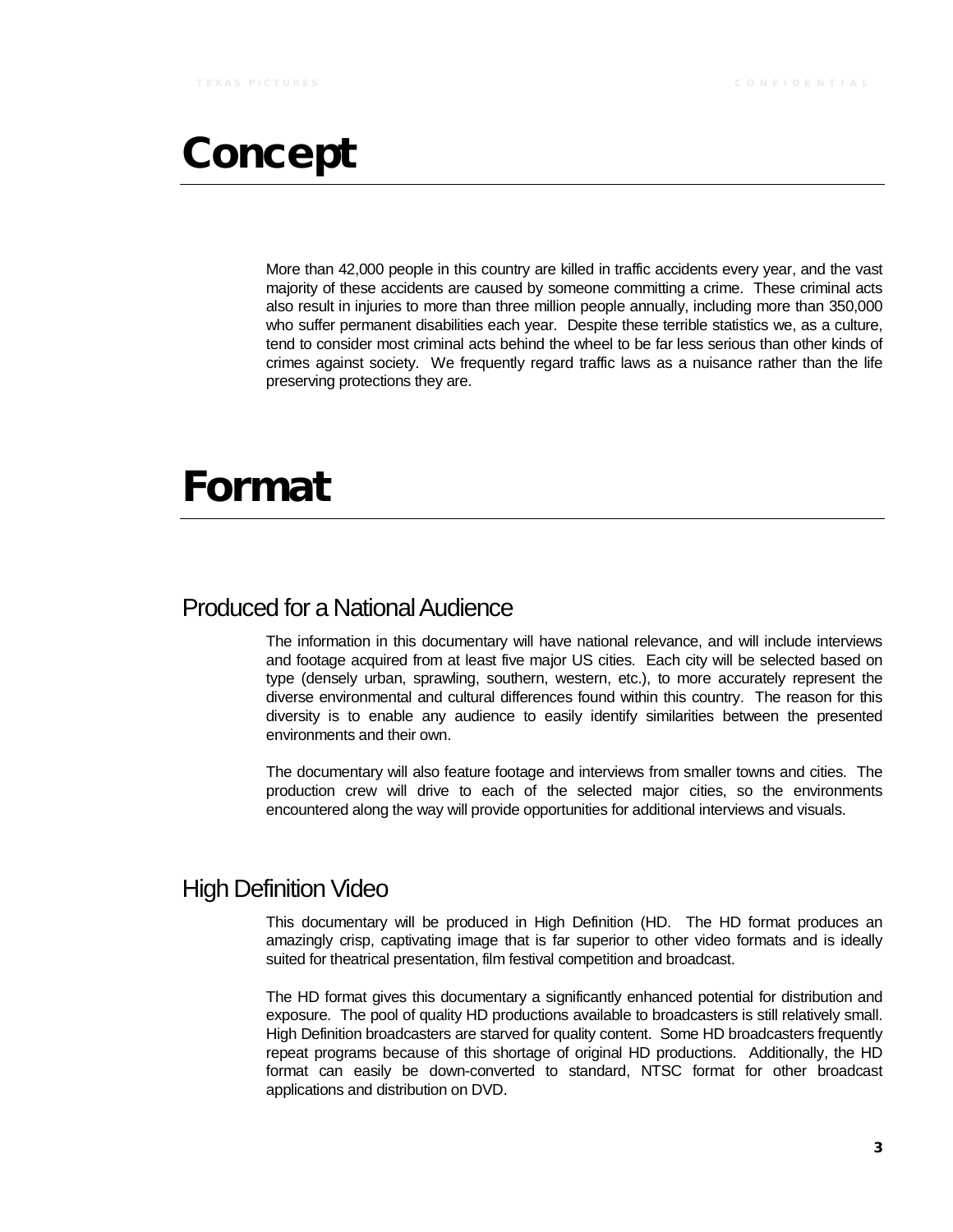# Concept

More than 42,000 people in this country are killed in traffic accidents every year, and the vast majority of these accidents are caused by someone committing a crime. These criminal acts also result in injuries to more than three million people annually, including more than 350,000 who suffer permanent disabilities each year. Despite these terrible statistics we, as a culture, tend to consider most criminal acts behind the wheel to be far less serious than other kinds of crimes against society. We frequently regard traffic laws as a nuisance rather than the life preserving protections they are.

# Format

## Produced for a National Audience

The information in this documentary will have national relevance, and will include interviews and footage acquired from at least five major US cities. Each city will be selected based on type (densely urban, sprawling, southern, western, etc.), to more accurately represent the diverse environmental and cultural differences found within this country. The reason for this diversity is to enable any audience to easily identify similarities between the presented environments and their own.

The documentary will also feature footage and interviews from smaller towns and cities. The production crew will drive to each of the selected major cities, so the environments encountered along the way will provide opportunities for additional interviews and visuals.

## High Definition Video

This documentary will be produced in High Definition (HD. The HD format produces an amazingly crisp, captivating image that is far superior to other video formats and is ideally suited for theatrical presentation, film festival competition and broadcast.

The HD format gives this documentary a significantly enhanced potential for distribution and exposure. The pool of quality HD productions available to broadcasters is still relatively small. High Definition broadcasters are starved for quality content. Some HD broadcasters frequently repeat programs because of this shortage of original HD productions. Additionally, the HD format can easily be down-converted to standard, NTSC format for other broadcast applications and distribution on DVD.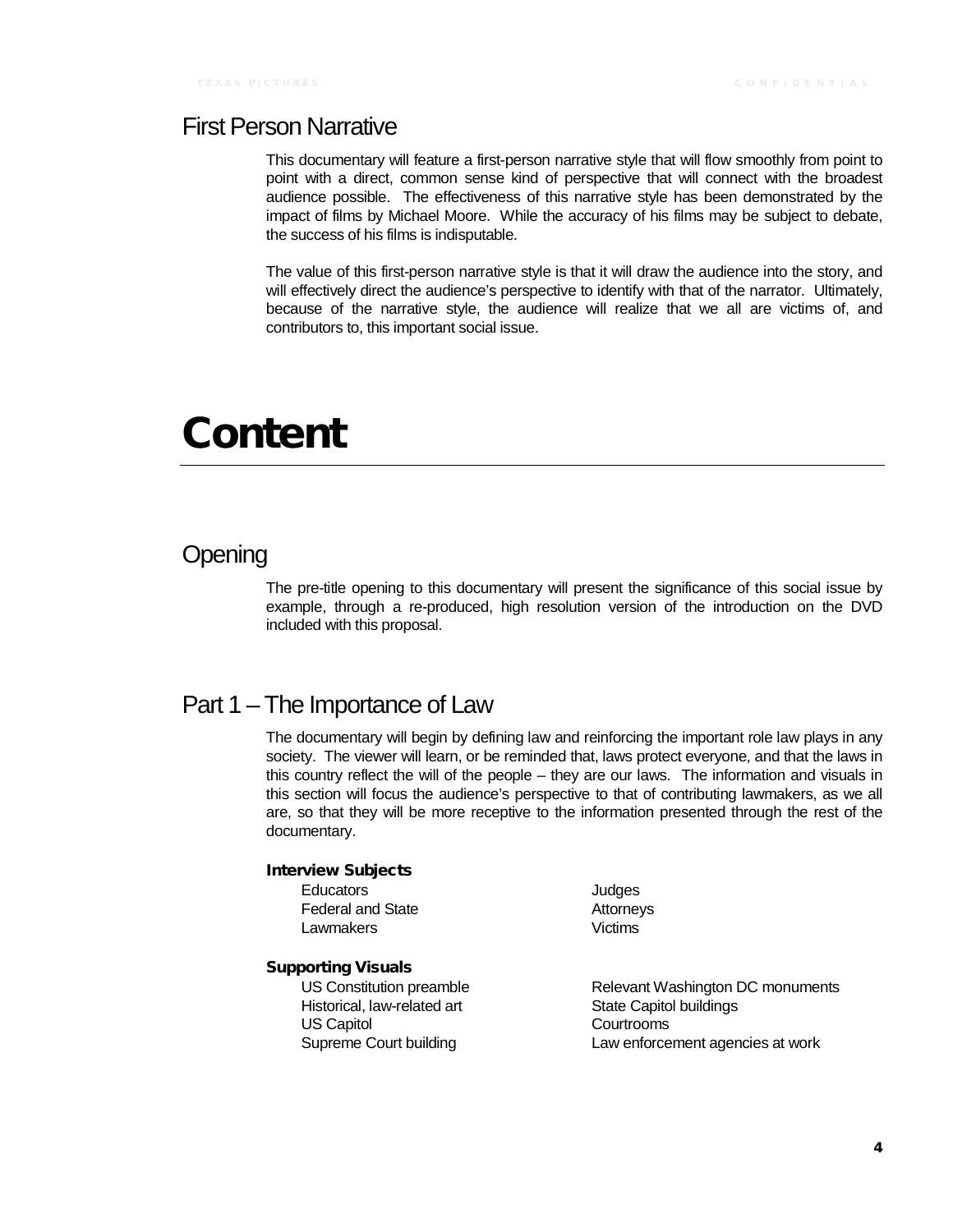## First Person Narrative

This documentary will feature a first-person narrative style that will flow smoothly from point to point with a direct, common sense kind of perspective that will connect with the broadest audience possible. The effectiveness of this narrative style has been demonstrated by the impact of films by Michael Moore. While the accuracy of his films may be subject to debate, the success of his films is indisputable.

The value of this first-person narrative style is that it will draw the audience into the story, and will effectively direct the audience's perspective to identify with that of the narrator. Ultimately, because of the narrative style, the audience will realize that we all are victims of, and contributors to, this important social issue.

# Content

## Opening

The pre-title opening to this documentary will present the significance of this social issue by example, through a re-produced, high resolution version of the introduction on the DVD included with this proposal.

## Part 1 – The Importance of Law

The documentary will begin by defining law and reinforcing the important role law plays in any society. The viewer will learn, or be reminded that, laws protect everyone, and that the laws in this country reflect the will of the people – they are our laws. The information and visuals in this section will focus the audience's perspective to that of contributing lawmakers, as we all are, so that they will be more receptive to the information presented through the rest of the documentary.

**Interview Subjects**

- Educators
- Federal and State Lawmakers
- Judges
- Attorneys
- Victims

**Supporting Visuals**

- US Constitution preamble
- Historical, law-related art
- US Capitol
- Supreme Court building
- Relevant Washington DC monuments
- State Capitol buildings
- Courtrooms
- Law enforcement agencies at work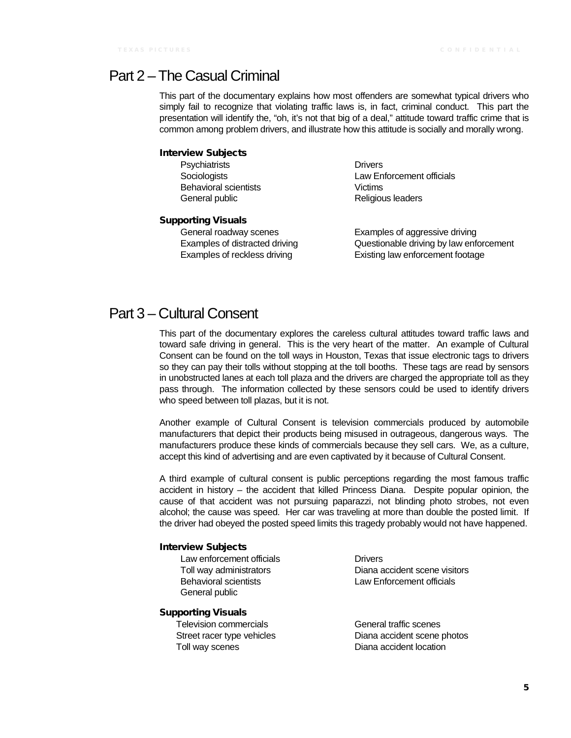## Part 2 – The Casual Criminal

This part of the documentary explains how most offenders are somewhat typical drivers who simply fail to recognize that violating traffic laws is, in fact, criminal conduct. This part the presentation will identify the, "oh, it's not that big of a deal," attitude toward traffic crime that is common among problem drivers, and illustrate how this attitude is socially and morally wrong.

**Interview Subjects**

- Psychiatrists
- Sociologists
- Behavioral scientists
- General public
- Drivers
- Law Enforcement officials
- Victims
- Religious leaders

**Supporting Visuals**

- General roadway scenes
- Examples of distracted driving
- Examples of reckless driving
- Examples of aggressive driving
- Questionable driving by law enforcement
- Existing law enforcement footage

## Part 3 – Cultural Consent

This part of the documentary explores the careless cultural attitudes toward traffic laws and toward safe driving in general. This is the very heart of the matter. An example of Cultural Consent can be found on the toll ways in Houston, Texas that issue electronic tags to drivers so they can pay their tolls without stopping at the toll booths. These tags are read by sensors in unobstructed lanes at each toll plaza and the drivers are charged the appropriate toll as they pass through. The information collected by these sensors could be used to identify drivers who speed between toll plazas, but it is not.

Another example of Cultural Consent is television commercials produced by automobile manufacturers that depict their products being misused in outrageous, dangerous ways. The manufacturers produce these kinds of commercials because they sell cars. We, as a culture, accept this kind of advertising and are even captivated by it because of Cultural Consent.

A third example of cultural consent is public perceptions regarding the most famous traffic accident in history – the accident that killed Princess Diana. Despite popular opinion, the cause of that accident was not pursuing paparazzi, not blinding photo strobes, not even alcohol; the cause was speed. Her car was traveling at more than double the posted limit. If the driver had obeyed the posted speed limits this tragedy probably would not have happened.

**Interview Subjects**

- Law enforcement officials
- Toll way administrators
- Behavioral scientists
- General public
- Drivers
- Diana accident scene visitors
- Law Enforcement officials

**Supporting Visuals**

- Television commercials
- Street racer type vehicles
- Toll way scenes
- General traffic scenes
- Diana accident scene photos
- Diana accident location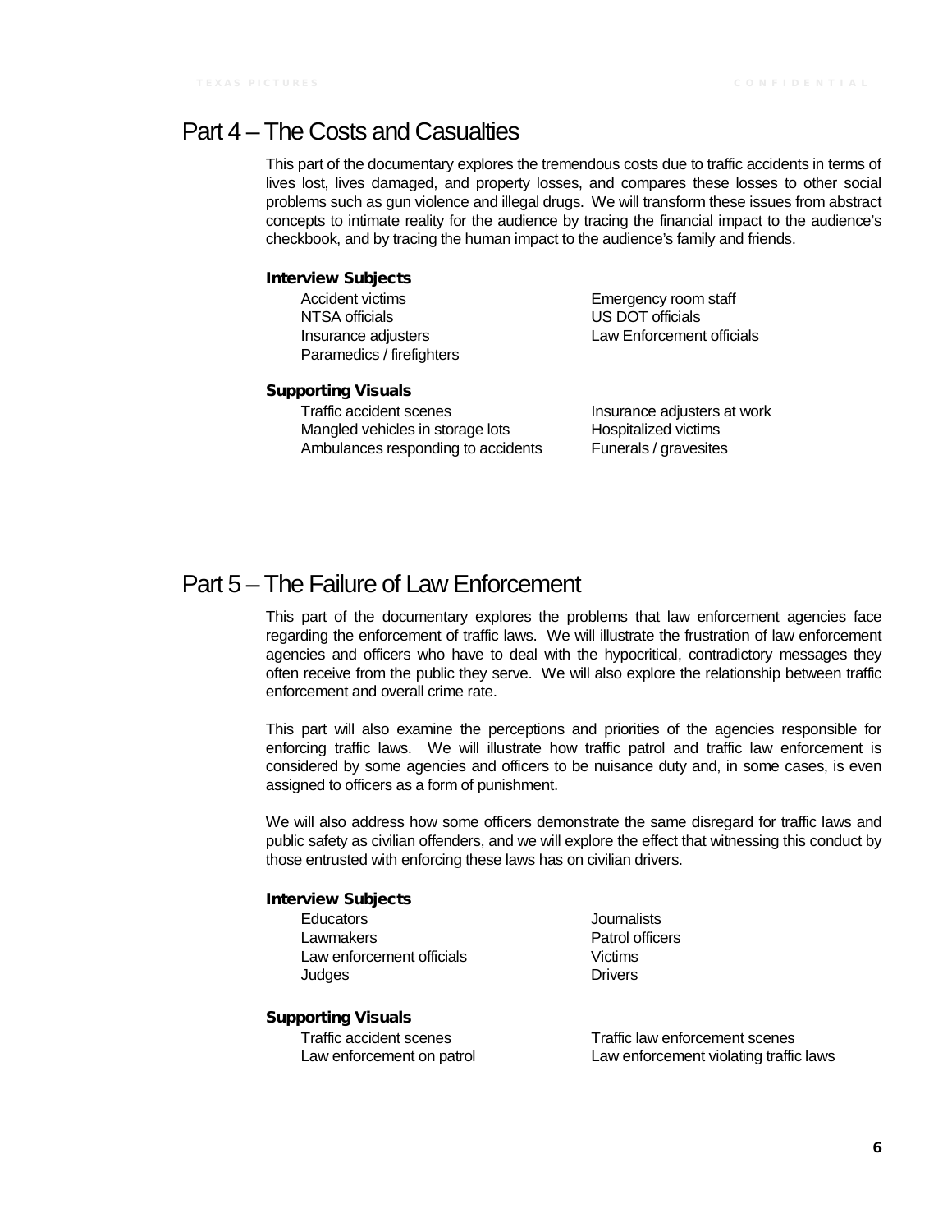## Part 4 – The Costs and Casualties

This part of the documentary explores the tremendous costs due to traffic accidents in terms of lives lost, lives damaged, and property losses, and compares these losses to other social problems such as gun violence and illegal drugs. We will transform these issues from abstract concepts to intimate reality for the audience by tracing the financial impact to the audience's checkbook, and by tracing the human impact to the audience's family and friends.

**Interview Subjects**

- Accident victims
- NTSA officials
- Insurance adjusters
- Paramedics / firefighters
- Emergency room staff
- US DOT officials
- Law Enforcement officials

**Supporting Visuals**

- Traffic accident scenes
- Mangled vehicles in storage lots
- Ambulances responding to accidents
- Insurance adjusters at work
- Hospitalized victims
- Funerals / gravesites

## Part 5 – The Failure of Law Enforcement

This part of the documentary explores the problems that law enforcement agencies face regarding the enforcement of traffic laws. We will illustrate the frustration of law enforcement agencies and officers who have to deal with the hypocritical, contradictory messages they often receive from the public they serve. We will also explore the relationship between traffic enforcement and overall crime rate.

This part will also examine the perceptions and priorities of the agencies responsible for enforcing traffic laws. We will illustrate how traffic patrol and traffic law enforcement is considered by some agencies and officers to be nuisance duty and, in some cases, is even assigned to officers as a form of punishment.

We will also address how some officers demonstrate the same disregard for traffic laws and public safety as civilian offenders, and we will explore the effect that witnessing this conduct by those entrusted with enforcing these laws has on civilian drivers.

**Interview Subjects**

- Educators
- Lawmakers
- Law enforcement officials
- Judges
- Journalists
- Patrol officers
- Victims
- Drivers

**Supporting Visuals**

- Traffic accident scenes
- Law enforcement on patrol
- Traffic law enforcement scenes
- Law enforcement violating traffic laws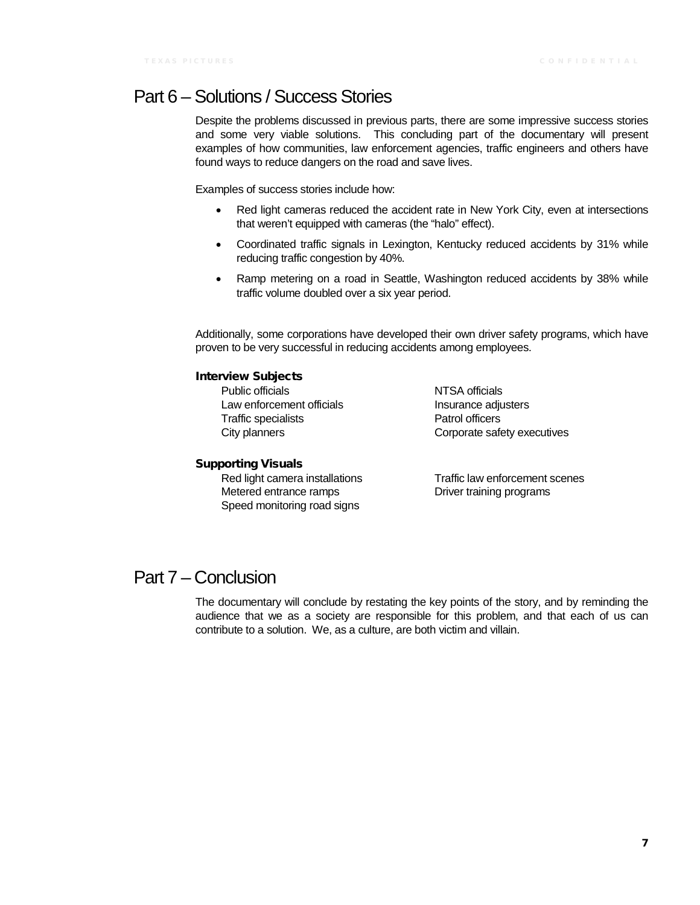# Part 6 – Solutions / Success Stories

Despite the problems discussed in previous parts, there are some impressive success stories and some very viable solutions. This concluding part of the documentary will present examples of how communities, law enforcement agencies, traffic engineers and others have found ways to reduce dangers on the road and save lives.

Examples of success stories include how:

- Red light cameras reduced the accident rate in New York City, even at intersections that weren't equipped with cameras (the "halo" effect).
- Coordinated traffic signals in Lexington, Kentucky reduced accidents by 31% while reducing traffic congestion by 40%.
- Ramp metering on a road in Seattle, Washington reduced accidents by 38% while traffic volume doubled over a six year period.

Additionally, some corporations have developed their own driver safety programs, which have proven to be very successful in reducing accidents among employees.

**Interview Subjects**

Public officials
Law enforcement officials
Traffic specialists
City planners
NTSA officials
Insurance adjusters
Patrol officers
Corporate safety executives

**Supporting Visuals**

Red light camera installations
Metered entrance ramps
Speed monitoring road signs
Traffic law enforcement scenes
Driver training programs

# Part 7 – Conclusion

The documentary will conclude by restating the key points of the story, and by reminding the audience that we as a society are responsible for this problem, and that each of us can contribute to a solution. We, as a culture, are both victim and villain.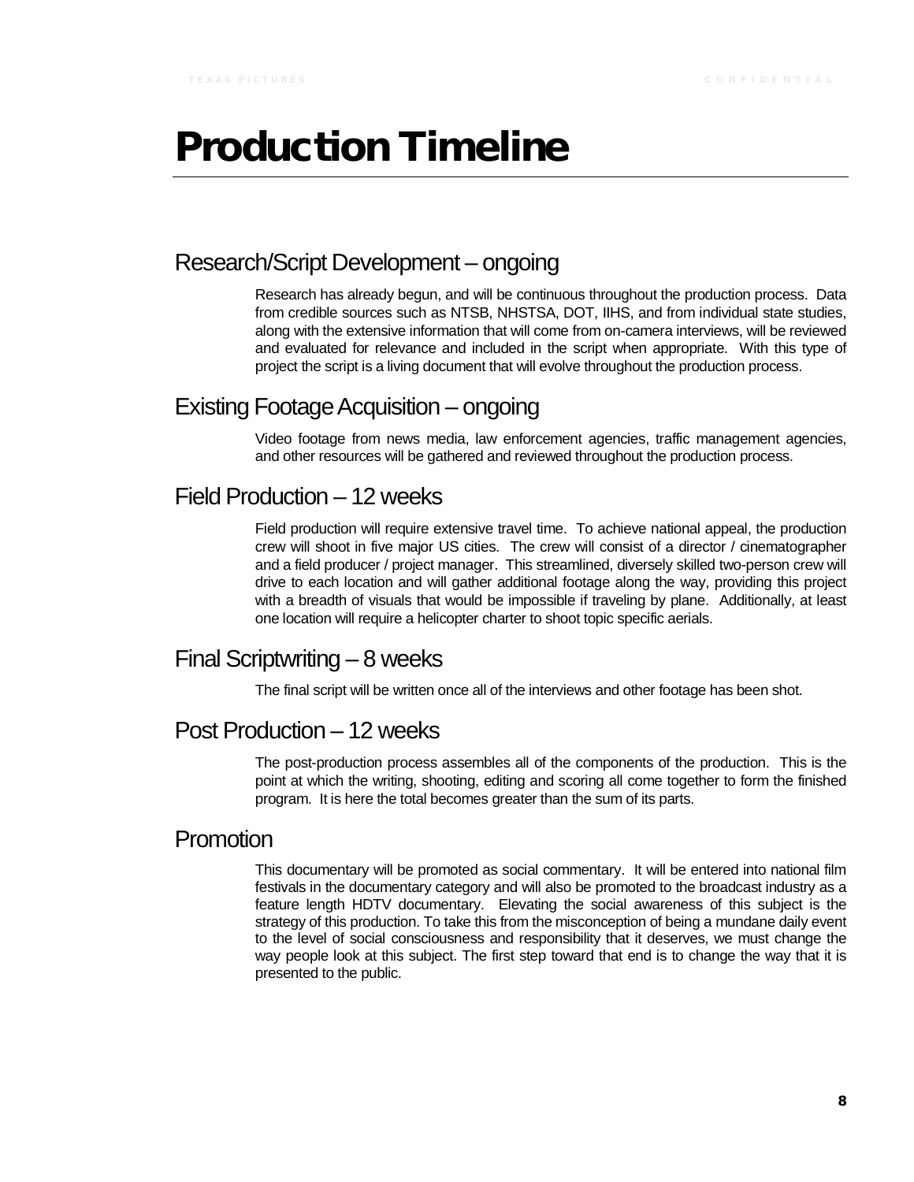# Production Timeline

## Research/Script Development – ongoing

Research has already begun, and will be continuous throughout the production process. Data from credible sources such as NTSB, NHSTSA, DOT, IIHS, and from individual state studies, along with the extensive information that will come from on-camera interviews, will be reviewed and evaluated for relevance and included in the script when appropriate. With this type of project the script is a living document that will evolve throughout the production process.

## Existing Footage Acquisition – ongoing

Video footage from news media, law enforcement agencies, traffic management agencies, and other resources will be gathered and reviewed throughout the production process.

## Field Production – 12 weeks

Field production will require extensive travel time. To achieve national appeal, the production crew will shoot in five major US cities. The crew will consist of a director / cinematographer and a field producer / project manager. This streamlined, diversely skilled two-person crew will drive to each location and will gather additional footage along the way, providing this project with a breadth of visuals that would be impossible if traveling by plane. Additionally, at least one location will require a helicopter charter to shoot topic specific aerials.

## Final Scriptwriting – 8 weeks

The final script will be written once all of the interviews and other footage has been shot.

## Post Production – 12 weeks

The post-production process assembles all of the components of the production. This is the point at which the writing, shooting, editing and scoring all come together to form the finished program. It is here the total becomes greater than the sum of its parts.

## Promotion

This documentary will be promoted as social commentary. It will be entered into national film festivals in the documentary category and will also be promoted to the broadcast industry as a feature length HDTV documentary. Elevating the social awareness of this subject is the strategy of this production. To take this from the misconception of being a mundane daily event to the level of social consciousness and responsibility that it deserves, we must change the way people look at this subject. The first step toward that end is to change the way that it is presented to the public.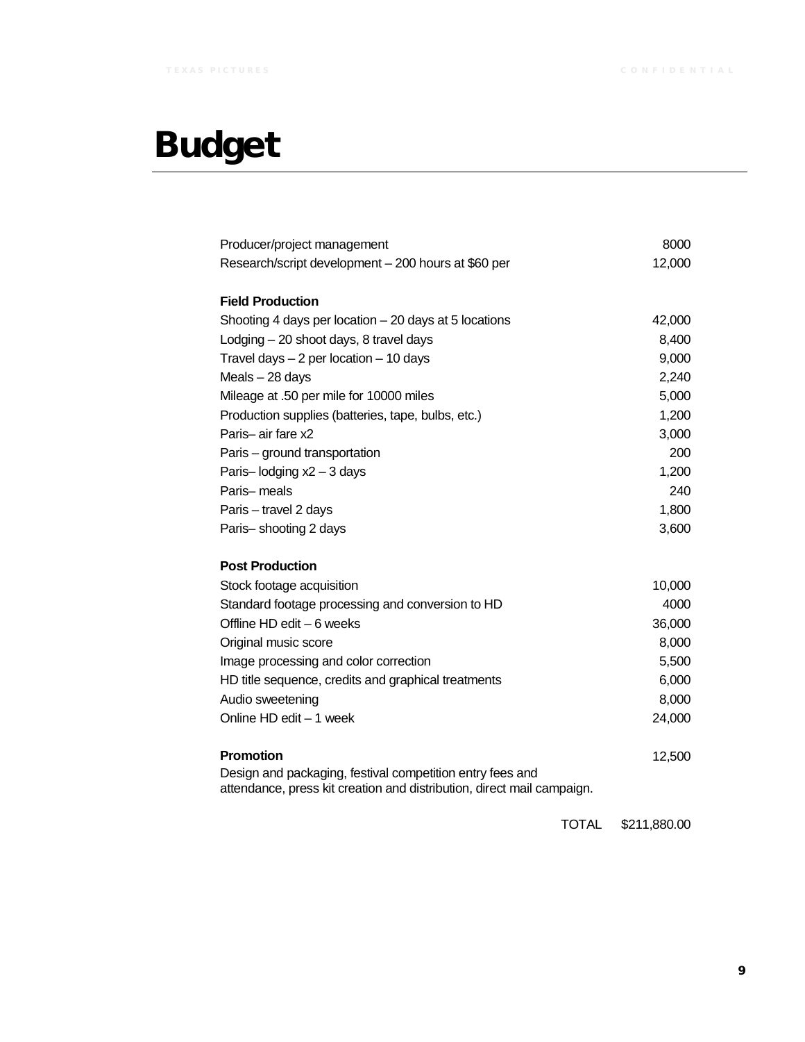# Budget

| | |
|---|---|
| Producer/project management | 8000 |
| Research/script development – 200 hours at $60 per | 12,000 |
| | |
| **Field Production** | |
| Shooting 4 days per location – 20 days at 5 locations | 42,000 |
| Lodging – 20 shoot days, 8 travel days | 8,400 |
| Travel days – 2 per location – 10 days | 9,000 |
| Meals – 28 days | 2,240 |
| Mileage at .50 per mile for 10000 miles | 5,000 |
| Production supplies (batteries, tape, bulbs, etc.) | 1,200 |
| Paris– air fare x2 | 3,000 |
| Paris – ground transportation | 200 |
| Paris– lodging x2 – 3 days | 1,200 |
| Paris– meals | 240 |
| Paris – travel 2 days | 1,800 |
| Paris– shooting 2 days | 3,600 |
| | |
| **Post Production** | |
| Stock footage acquisition | 10,000 |
| Standard footage processing and conversion to HD | 4000 |
| Offline HD edit – 6 weeks | 36,000 |
| Original music score | 8,000 |
| Image processing and color correction | 5,500 |
| HD title sequence, credits and graphical treatments | 6,000 |
| Audio sweetening | 8,000 |
| Online HD edit – 1 week | 24,000 |
| | |
| **Promotion** | 12,500 |
| Design and packaging, festival competition entry fees and attendance, press kit creation and distribution, direct mail campaign. | |
| | |
| TOTAL | $211,880.00 |